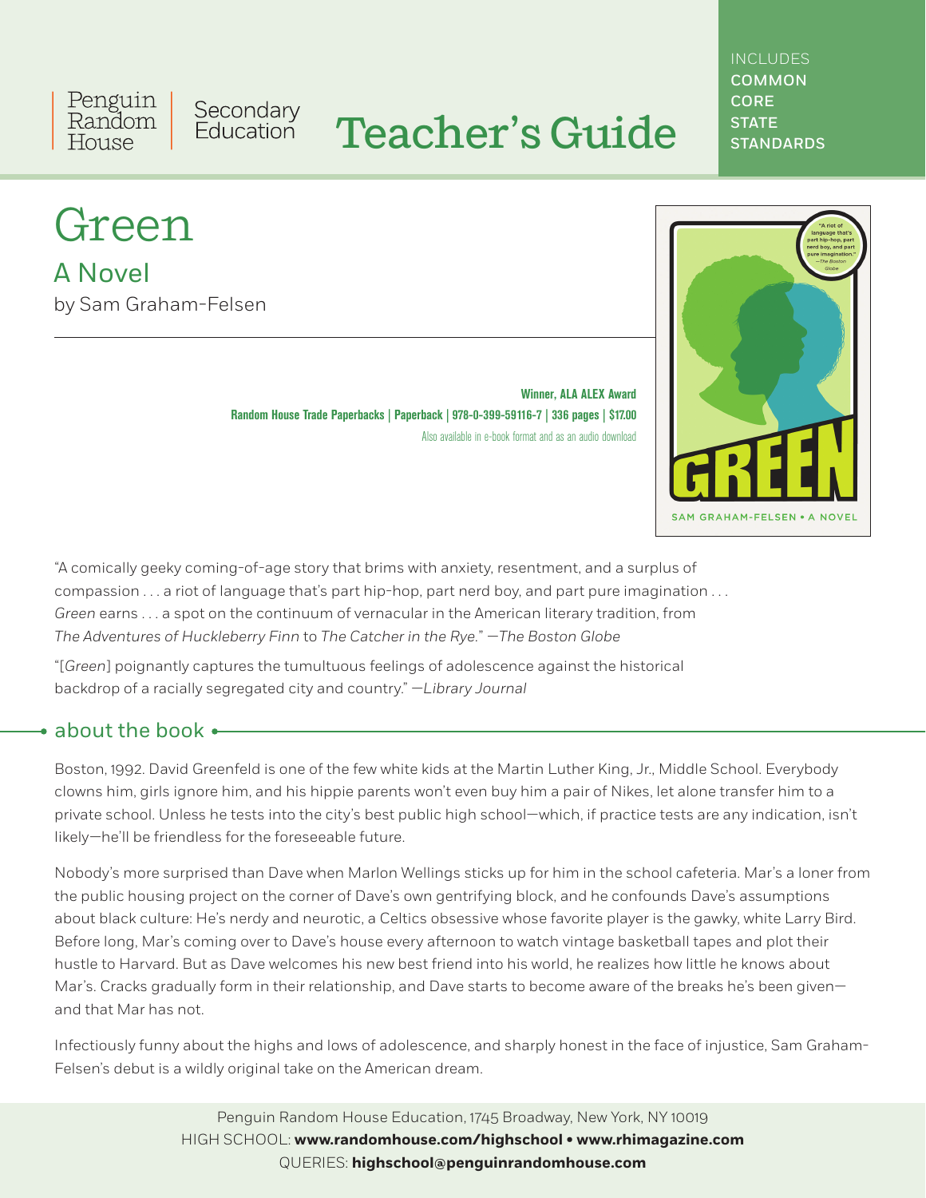Penguin Random House | Secondary Education

# Teacher's Guide

INCLUDES **COMMON CORE STATE STANDARDS**

# Green

## A Novel

by Sam Graham-Felsen

**Winner, ALA ALEX Award**

**Random House Trade Paperbacks | Paperback | 978-0-399-59116-7 | 336 pages | $17.00**

Also available in e-book format and as an audio download

"A comically geeky coming-of-age story that brims with anxiety, resentment, and a surplus of compassion . . . a riot of language that's part hip-hop, part nerd boy, and part pure imagination . . . *Green* earns . . . a spot on the continuum of vernacular in the American literary tradition, from *The Adventures of Huckleberry Finn* to *The Catcher in the Rye*." —*The Boston Globe*

"[*Green*] poignantly captures the tumultuous feelings of adolescence against the historical backdrop of a racially segregated city and country." —*Library Journal*

## about the book

Boston, 1992. David Greenfeld is one of the few white kids at the Martin Luther King, Jr., Middle School. Everybody clowns him, girls ignore him, and his hippie parents won't even buy him a pair of Nikes, let alone transfer him to a private school. Unless he tests into the city's best public high school—which, if practice tests are any indication, isn't likely—he'll be friendless for the foreseeable future.

Nobody's more surprised than Dave when Marlon Wellings sticks up for him in the school cafeteria. Mar's a loner from the public housing project on the corner of Dave's own gentrifying block, and he confounds Dave's assumptions about black culture: He's nerdy and neurotic, a Celtics obsessive whose favorite player is the gawky, white Larry Bird. Before long, Mar's coming over to Dave's house every afternoon to watch vintage basketball tapes and plot their hustle to Harvard. But as Dave welcomes his new best friend into his world, he realizes how little he knows about Mar's. Cracks gradually form in their relationship, and Dave starts to become aware of the breaks he's been given—and that Mar has not.

Infectiously funny about the highs and lows of adolescence, and sharply honest in the face of injustice, Sam Graham-Felsen's debut is a wildly original take on the American dream.

Penguin Random House Education, 1745 Broadway, New York, NY 10019
HIGH SCHOOL: **www.randomhouse.com/highschool • www.rhimagazine.com**
QUERIES: **highschool@penguinrandomhouse.com**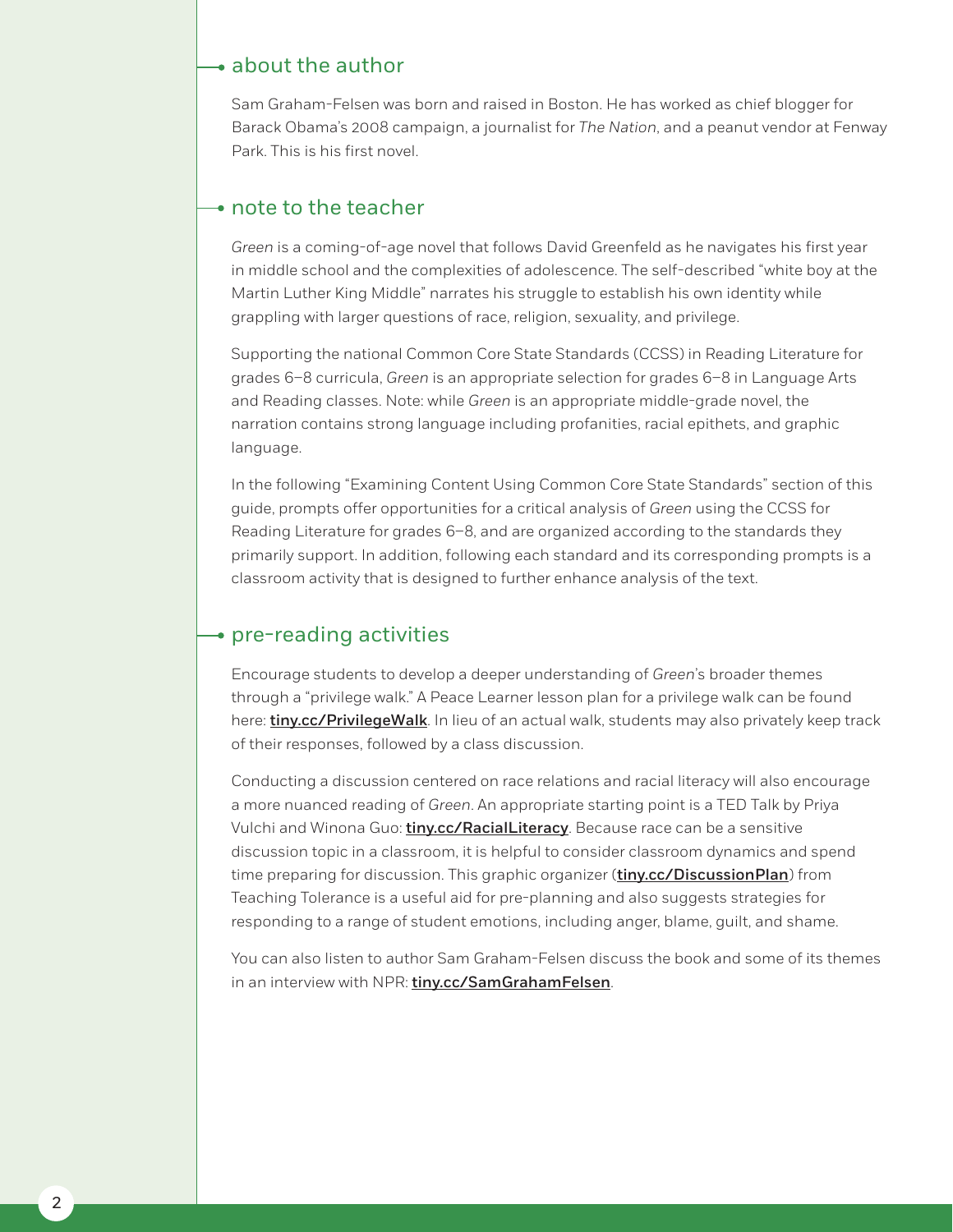## about the author

Sam Graham-Felsen was born and raised in Boston. He has worked as chief blogger for Barack Obama's 2008 campaign, a journalist for *The Nation*, and a peanut vendor at Fenway Park. This is his first novel.

## note to the teacher

*Green* is a coming-of-age novel that follows David Greenfeld as he navigates his first year in middle school and the complexities of adolescence. The self-described "white boy at the Martin Luther King Middle" narrates his struggle to establish his own identity while grappling with larger questions of race, religion, sexuality, and privilege.

Supporting the national Common Core State Standards (CCSS) in Reading Literature for grades 6–8 curricula, *Green* is an appropriate selection for grades 6–8 in Language Arts and Reading classes. Note: while *Green* is an appropriate middle-grade novel, the narration contains strong language including profanities, racial epithets, and graphic language.

In the following "Examining Content Using Common Core State Standards" section of this guide, prompts offer opportunities for a critical analysis of *Green* using the CCSS for Reading Literature for grades 6–8, and are organized according to the standards they primarily support. In addition, following each standard and its corresponding prompts is a classroom activity that is designed to further enhance analysis of the text.

## pre-reading activities

Encourage students to develop a deeper understanding of *Green*'s broader themes through a "privilege walk." A Peace Learner lesson plan for a privilege walk can be found here: **tiny.cc/PrivilegeWalk**. In lieu of an actual walk, students may also privately keep track of their responses, followed by a class discussion.

Conducting a discussion centered on race relations and racial literacy will also encourage a more nuanced reading of *Green*. An appropriate starting point is a TED Talk by Priya Vulchi and Winona Guo: **tiny.cc/RacialLiteracy**. Because race can be a sensitive discussion topic in a classroom, it is helpful to consider classroom dynamics and spend time preparing for discussion. This graphic organizer (**tiny.cc/DiscussionPlan**) from Teaching Tolerance is a useful aid for pre-planning and also suggests strategies for responding to a range of student emotions, including anger, blame, guilt, and shame.

You can also listen to author Sam Graham-Felsen discuss the book and some of its themes in an interview with NPR: **tiny.cc/SamGrahamFelsen**.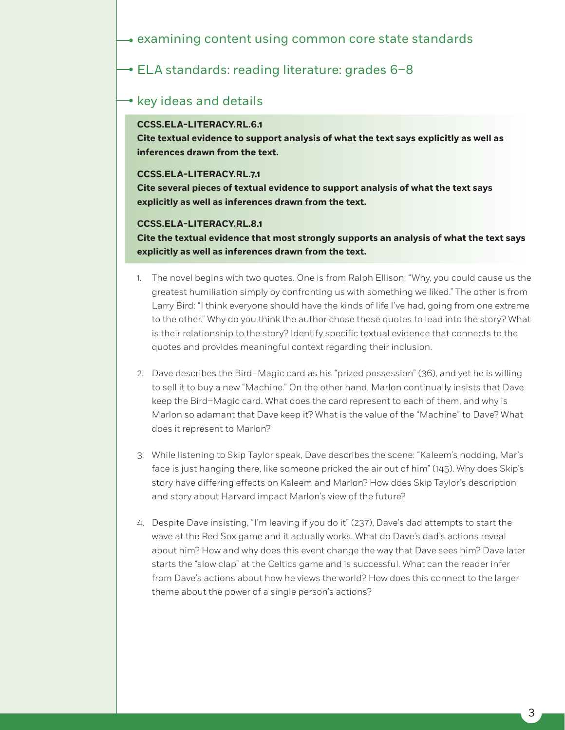## examining content using common core state standards

## ELA standards: reading literature: grades 6–8

### key ideas and details

**CCSS.ELA-LITERACY.RL.6.1**
**Cite textual evidence to support analysis of what the text says explicitly as well as inferences drawn from the text.**

**CCSS.ELA-LITERACY.RL.7.1**
**Cite several pieces of textual evidence to support analysis of what the text says explicitly as well as inferences drawn from the text.**

**CCSS.ELA-LITERACY.RL.8.1**
**Cite the textual evidence that most strongly supports an analysis of what the text says explicitly as well as inferences drawn from the text.**

1. The novel begins with two quotes. One is from Ralph Ellison: "Why, you could cause us the greatest humiliation simply by confronting us with something we liked." The other is from Larry Bird: "I think everyone should have the kinds of life I've had, going from one extreme to the other." Why do you think the author chose these quotes to lead into the story? What is their relationship to the story? Identify specific textual evidence that connects to the quotes and provides meaningful context regarding their inclusion.

2. Dave describes the Bird–Magic card as his "prized possession" (36), and yet he is willing to sell it to buy a new "Machine." On the other hand, Marlon continually insists that Dave keep the Bird–Magic card. What does the card represent to each of them, and why is Marlon so adamant that Dave keep it? What is the value of the "Machine" to Dave? What does it represent to Marlon?

3. While listening to Skip Taylor speak, Dave describes the scene: "Kaleem's nodding, Mar's face is just hanging there, like someone pricked the air out of him" (145). Why does Skip's story have differing effects on Kaleem and Marlon? How does Skip Taylor's description and story about Harvard impact Marlon's view of the future?

4. Despite Dave insisting, "I'm leaving if you do it" (237), Dave's dad attempts to start the wave at the Red Sox game and it actually works. What do Dave's dad's actions reveal about him? How and why does this event change the way that Dave sees him? Dave later starts the "slow clap" at the Celtics game and is successful. What can the reader infer from Dave's actions about how he views the world? How does this connect to the larger theme about the power of a single person's actions?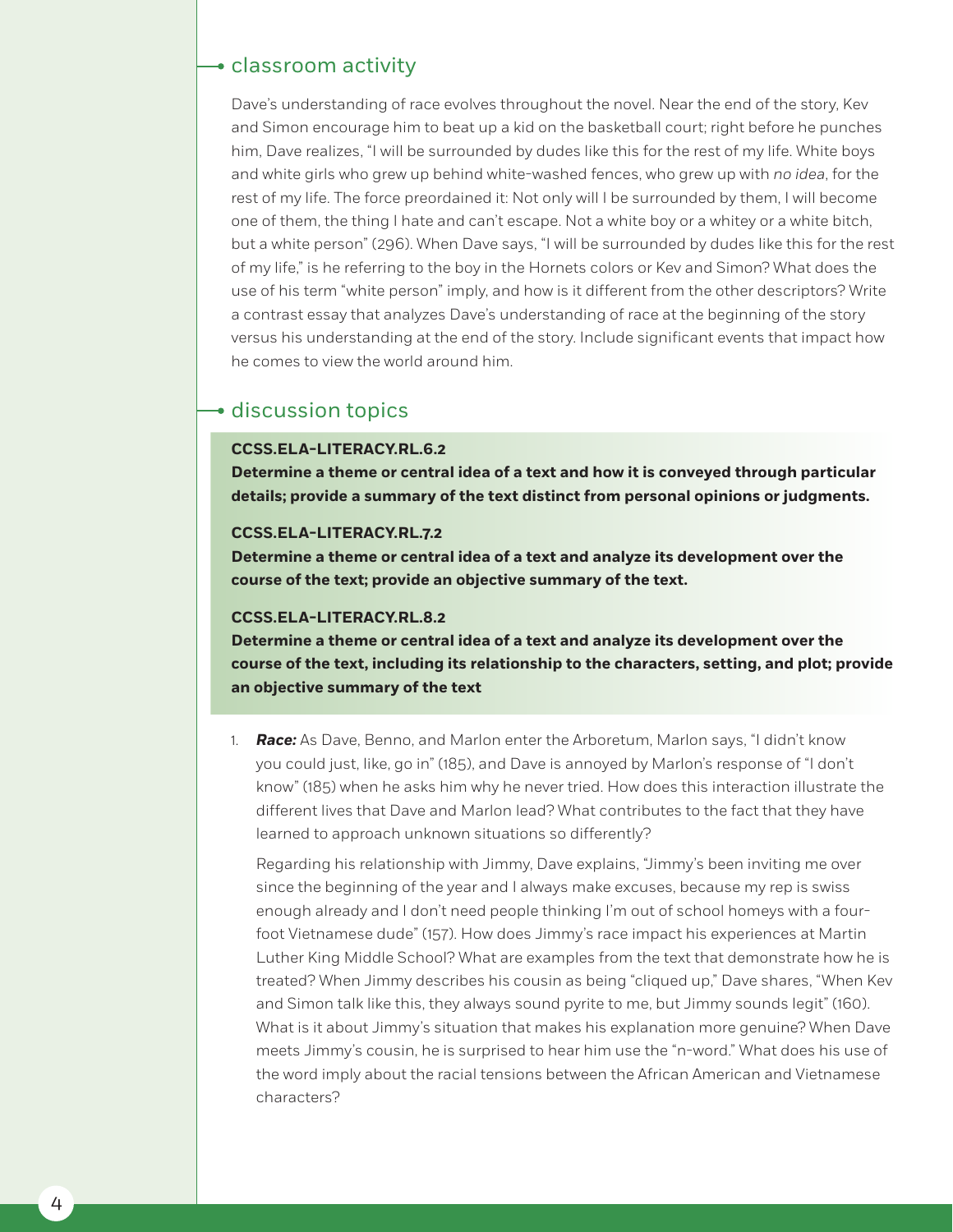## classroom activity

Dave's understanding of race evolves throughout the novel. Near the end of the story, Kev and Simon encourage him to beat up a kid on the basketball court; right before he punches him, Dave realizes, "I will be surrounded by dudes like this for the rest of my life. White boys and white girls who grew up behind white-washed fences, who grew up with *no idea*, for the rest of my life. The force preordained it: Not only will I be surrounded by them, I will become one of them, the thing I hate and can't escape. Not a white boy or a whitey or a white bitch, but a white person" (296). When Dave says, "I will be surrounded by dudes like this for the rest of my life," is he referring to the boy in the Hornets colors or Kev and Simon? What does the use of his term "white person" imply, and how is it different from the other descriptors? Write a contrast essay that analyzes Dave's understanding of race at the beginning of the story versus his understanding at the end of the story. Include significant events that impact how he comes to view the world around him.

## discussion topics

**CCSS.ELA-LITERACY.RL.6.2**
**Determine a theme or central idea of a text and how it is conveyed through particular details; provide a summary of the text distinct from personal opinions or judgments.**

**CCSS.ELA-LITERACY.RL.7.2**
**Determine a theme or central idea of a text and analyze its development over the course of the text; provide an objective summary of the text.**

**CCSS.ELA-LITERACY.RL.8.2**
**Determine a theme or central idea of a text and analyze its development over the course of the text, including its relationship to the characters, setting, and plot; provide an objective summary of the text**

1. ***Race:*** As Dave, Benno, and Marlon enter the Arboretum, Marlon says, "I didn't know you could just, like, go in" (185), and Dave is annoyed by Marlon's response of "I don't know" (185) when he asks him why he never tried. How does this interaction illustrate the different lives that Dave and Marlon lead? What contributes to the fact that they have learned to approach unknown situations so differently?

   Regarding his relationship with Jimmy, Dave explains, "Jimmy's been inviting me over since the beginning of the year and I always make excuses, because my rep is swiss enough already and I don't need people thinking I'm out of school homeys with a four-foot Vietnamese dude" (157). How does Jimmy's race impact his experiences at Martin Luther King Middle School? What are examples from the text that demonstrate how he is treated? When Jimmy describes his cousin as being "cliqued up," Dave shares, "When Kev and Simon talk like this, they always sound pyrite to me, but Jimmy sounds legit" (160). What is it about Jimmy's situation that makes his explanation more genuine? When Dave meets Jimmy's cousin, he is surprised to hear him use the "n-word." What does his use of the word imply about the racial tensions between the African American and Vietnamese characters?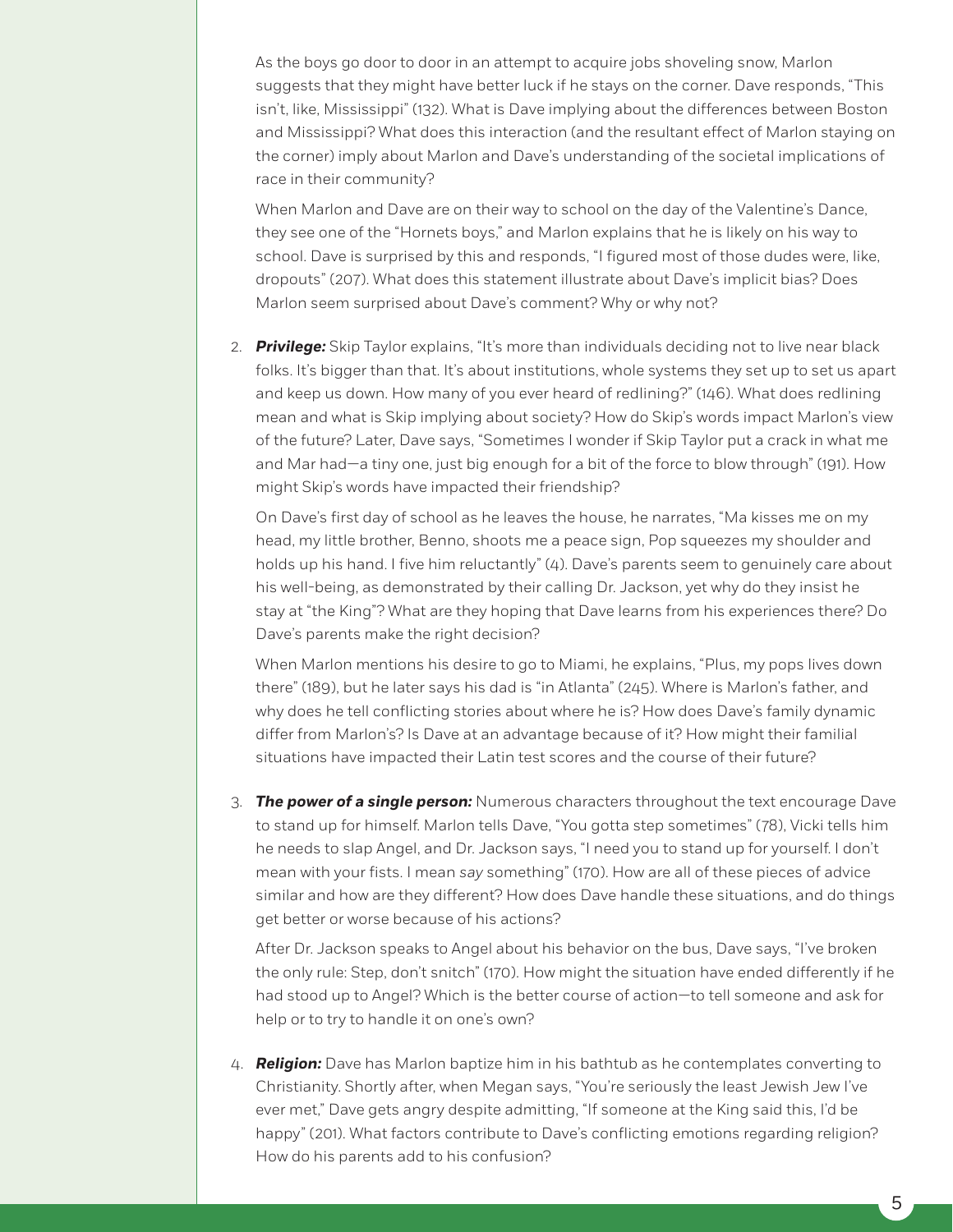As the boys go door to door in an attempt to acquire jobs shoveling snow, Marlon suggests that they might have better luck if he stays on the corner. Dave responds, "This isn't, like, Mississippi" (132). What is Dave implying about the differences between Boston and Mississippi? What does this interaction (and the resultant effect of Marlon staying on the corner) imply about Marlon and Dave's understanding of the societal implications of race in their community?

When Marlon and Dave are on their way to school on the day of the Valentine's Dance, they see one of the "Hornets boys," and Marlon explains that he is likely on his way to school. Dave is surprised by this and responds, "I figured most of those dudes were, like, dropouts" (207). What does this statement illustrate about Dave's implicit bias? Does Marlon seem surprised about Dave's comment? Why or why not?

2. ***Privilege:*** Skip Taylor explains, "It's more than individuals deciding not to live near black folks. It's bigger than that. It's about institutions, whole systems they set up to set us apart and keep us down. How many of you ever heard of redlining?" (146). What does redlining mean and what is Skip implying about society? How do Skip's words impact Marlon's view of the future? Later, Dave says, "Sometimes I wonder if Skip Taylor put a crack in what me and Mar had—a tiny one, just big enough for a bit of the force to blow through" (191). How might Skip's words have impacted their friendship?

   On Dave's first day of school as he leaves the house, he narrates, "Ma kisses me on my head, my little brother, Benno, shoots me a peace sign, Pop squeezes my shoulder and holds up his hand. I five him reluctantly" (4). Dave's parents seem to genuinely care about his well-being, as demonstrated by their calling Dr. Jackson, yet why do they insist he stay at "the King"? What are they hoping that Dave learns from his experiences there? Do Dave's parents make the right decision?

   When Marlon mentions his desire to go to Miami, he explains, "Plus, my pops lives down there" (189), but he later says his dad is "in Atlanta" (245). Where is Marlon's father, and why does he tell conflicting stories about where he is? How does Dave's family dynamic differ from Marlon's? Is Dave at an advantage because of it? How might their familial situations have impacted their Latin test scores and the course of their future?

3. ***The power of a single person:*** Numerous characters throughout the text encourage Dave to stand up for himself. Marlon tells Dave, "You gotta step sometimes" (78), Vicki tells him he needs to slap Angel, and Dr. Jackson says, "I need you to stand up for yourself. I don't mean with your fists. I mean *say* something" (170). How are all of these pieces of advice similar and how are they different? How does Dave handle these situations, and do things get better or worse because of his actions?

   After Dr. Jackson speaks to Angel about his behavior on the bus, Dave says, "I've broken the only rule: Step, don't snitch" (170). How might the situation have ended differently if he had stood up to Angel? Which is the better course of action—to tell someone and ask for help or to try to handle it on one's own?

4. ***Religion:*** Dave has Marlon baptize him in his bathtub as he contemplates converting to Christianity. Shortly after, when Megan says, "You're seriously the least Jewish Jew I've ever met," Dave gets angry despite admitting, "If someone at the King said this, I'd be happy" (201). What factors contribute to Dave's conflicting emotions regarding religion? How do his parents add to his confusion?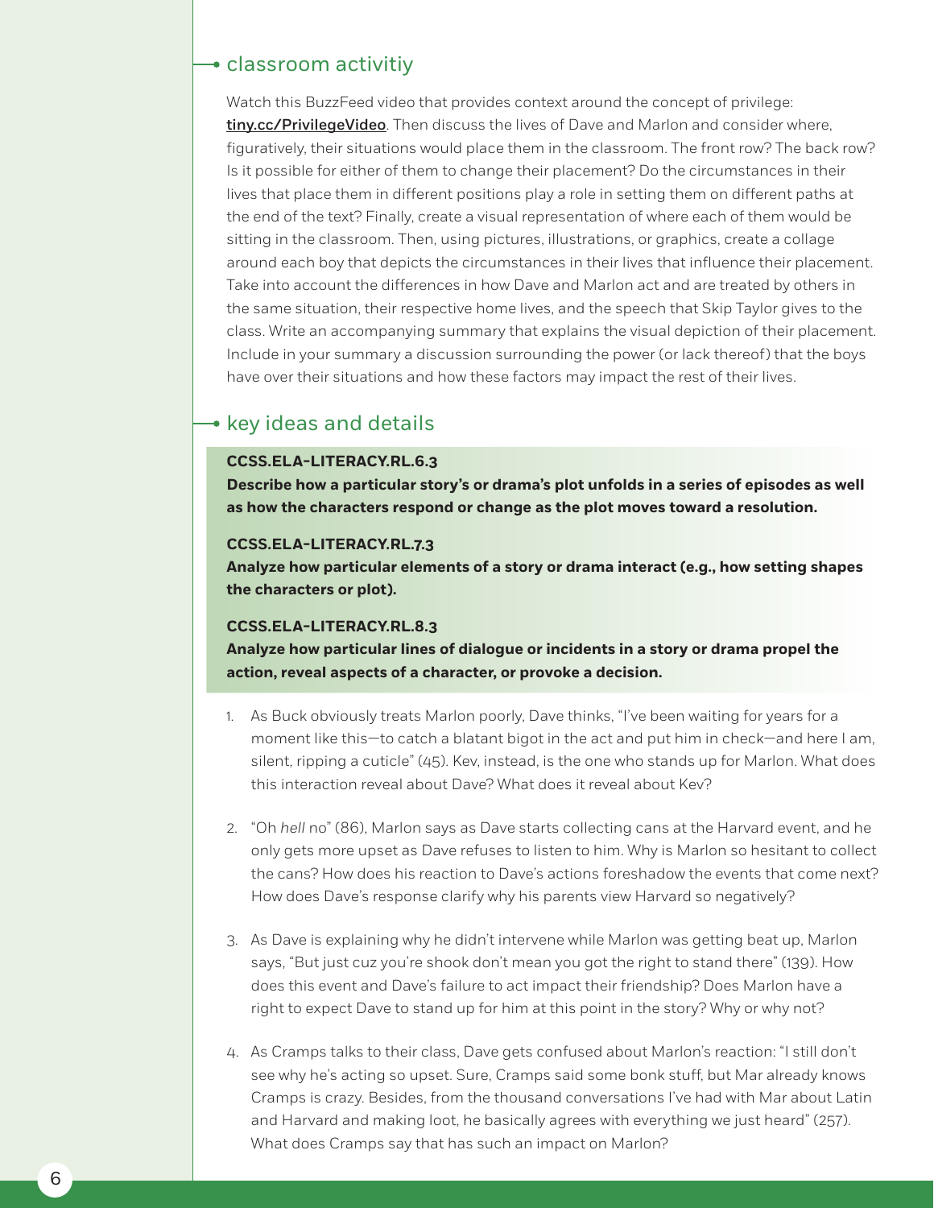## classroom activitiy

Watch this BuzzFeed video that provides context around the concept of privilege: **tiny.cc/PrivilegeVideo**. Then discuss the lives of Dave and Marlon and consider where, figuratively, their situations would place them in the classroom. The front row? The back row? Is it possible for either of them to change their placement? Do the circumstances in their lives that place them in different positions play a role in setting them on different paths at the end of the text? Finally, create a visual representation of where each of them would be sitting in the classroom. Then, using pictures, illustrations, or graphics, create a collage around each boy that depicts the circumstances in their lives that influence their placement. Take into account the differences in how Dave and Marlon act and are treated by others in the same situation, their respective home lives, and the speech that Skip Taylor gives to the class. Write an accompanying summary that explains the visual depiction of their placement. Include in your summary a discussion surrounding the power (or lack thereof) that the boys have over their situations and how these factors may impact the rest of their lives.

## key ideas and details

**CCSS.ELA-LITERACY.RL.6.3**
**Describe how a particular story's or drama's plot unfolds in a series of episodes as well as how the characters respond or change as the plot moves toward a resolution.**

**CCSS.ELA-LITERACY.RL.7.3**
**Analyze how particular elements of a story or drama interact (e.g., how setting shapes the characters or plot).**

**CCSS.ELA-LITERACY.RL.8.3**
**Analyze how particular lines of dialogue or incidents in a story or drama propel the action, reveal aspects of a character, or provoke a decision.**

1. As Buck obviously treats Marlon poorly, Dave thinks, "I've been waiting for years for a moment like this—to catch a blatant bigot in the act and put him in check—and here I am, silent, ripping a cuticle" (45). Kev, instead, is the one who stands up for Marlon. What does this interaction reveal about Dave? What does it reveal about Kev?

2. "Oh *hell* no" (86), Marlon says as Dave starts collecting cans at the Harvard event, and he only gets more upset as Dave refuses to listen to him. Why is Marlon so hesitant to collect the cans? How does his reaction to Dave's actions foreshadow the events that come next? How does Dave's response clarify why his parents view Harvard so negatively?

3. As Dave is explaining why he didn't intervene while Marlon was getting beat up, Marlon says, "But just cuz you're shook don't mean you got the right to stand there" (139). How does this event and Dave's failure to act impact their friendship? Does Marlon have a right to expect Dave to stand up for him at this point in the story? Why or why not?

4. As Cramps talks to their class, Dave gets confused about Marlon's reaction: "I still don't see why he's acting so upset. Sure, Cramps said some bonk stuff, but Mar already knows Cramps is crazy. Besides, from the thousand conversations I've had with Mar about Latin and Harvard and making loot, he basically agrees with everything we just heard" (257). What does Cramps say that has such an impact on Marlon?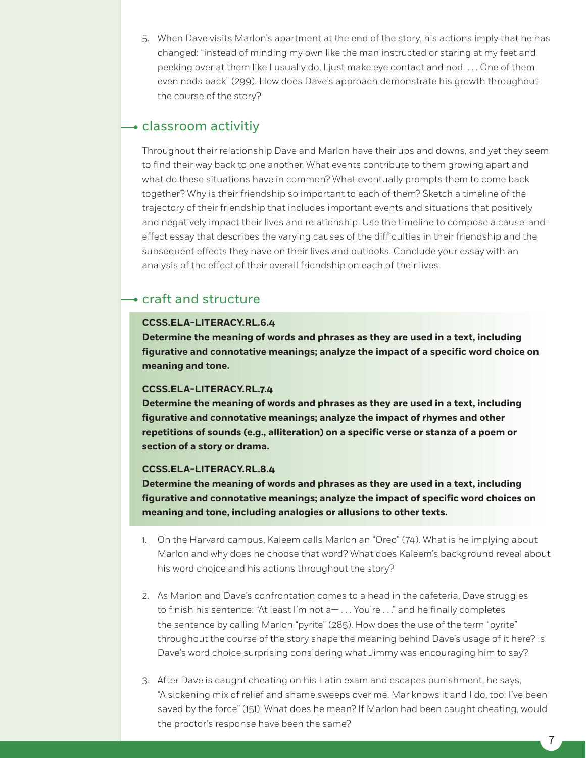5. When Dave visits Marlon's apartment at the end of the story, his actions imply that he has changed: "instead of minding my own like the man instructed or staring at my feet and peeking over at them like I usually do, I just make eye contact and nod. . . . One of them even nods back" (299). How does Dave's approach demonstrate his growth throughout the course of the story?

## classroom activitiy

Throughout their relationship Dave and Marlon have their ups and downs, and yet they seem to find their way back to one another. What events contribute to them growing apart and what do these situations have in common? What eventually prompts them to come back together? Why is their friendship so important to each of them? Sketch a timeline of the trajectory of their friendship that includes important events and situations that positively and negatively impact their lives and relationship. Use the timeline to compose a cause-and-effect essay that describes the varying causes of the difficulties in their friendship and the subsequent effects they have on their lives and outlooks. Conclude your essay with an analysis of the effect of their overall friendship on each of their lives.

## craft and structure

**CCSS.ELA-LITERACY.RL.6.4**
**Determine the meaning of words and phrases as they are used in a text, including figurative and connotative meanings; analyze the impact of a specific word choice on meaning and tone.**

**CCSS.ELA-LITERACY.RL.7.4**
**Determine the meaning of words and phrases as they are used in a text, including figurative and connotative meanings; analyze the impact of rhymes and other repetitions of sounds (e.g., alliteration) on a specific verse or stanza of a poem or section of a story or drama.**

**CCSS.ELA-LITERACY.RL.8.4**
**Determine the meaning of words and phrases as they are used in a text, including figurative and connotative meanings; analyze the impact of specific word choices on meaning and tone, including analogies or allusions to other texts.**

1. On the Harvard campus, Kaleem calls Marlon an "Oreo" (74). What is he implying about Marlon and why does he choose that word? What does Kaleem's background reveal about his word choice and his actions throughout the story?

2. As Marlon and Dave's confrontation comes to a head in the cafeteria, Dave struggles to finish his sentence: "At least I'm not a— . . . You're . . ." and he finally completes the sentence by calling Marlon "pyrite" (285). How does the use of the term "pyrite" throughout the course of the story shape the meaning behind Dave's usage of it here? Is Dave's word choice surprising considering what Jimmy was encouraging him to say?

3. After Dave is caught cheating on his Latin exam and escapes punishment, he says, "A sickening mix of relief and shame sweeps over me. Mar knows it and I do, too: I've been saved by the force" (151). What does he mean? If Marlon had been caught cheating, would the proctor's response have been the same?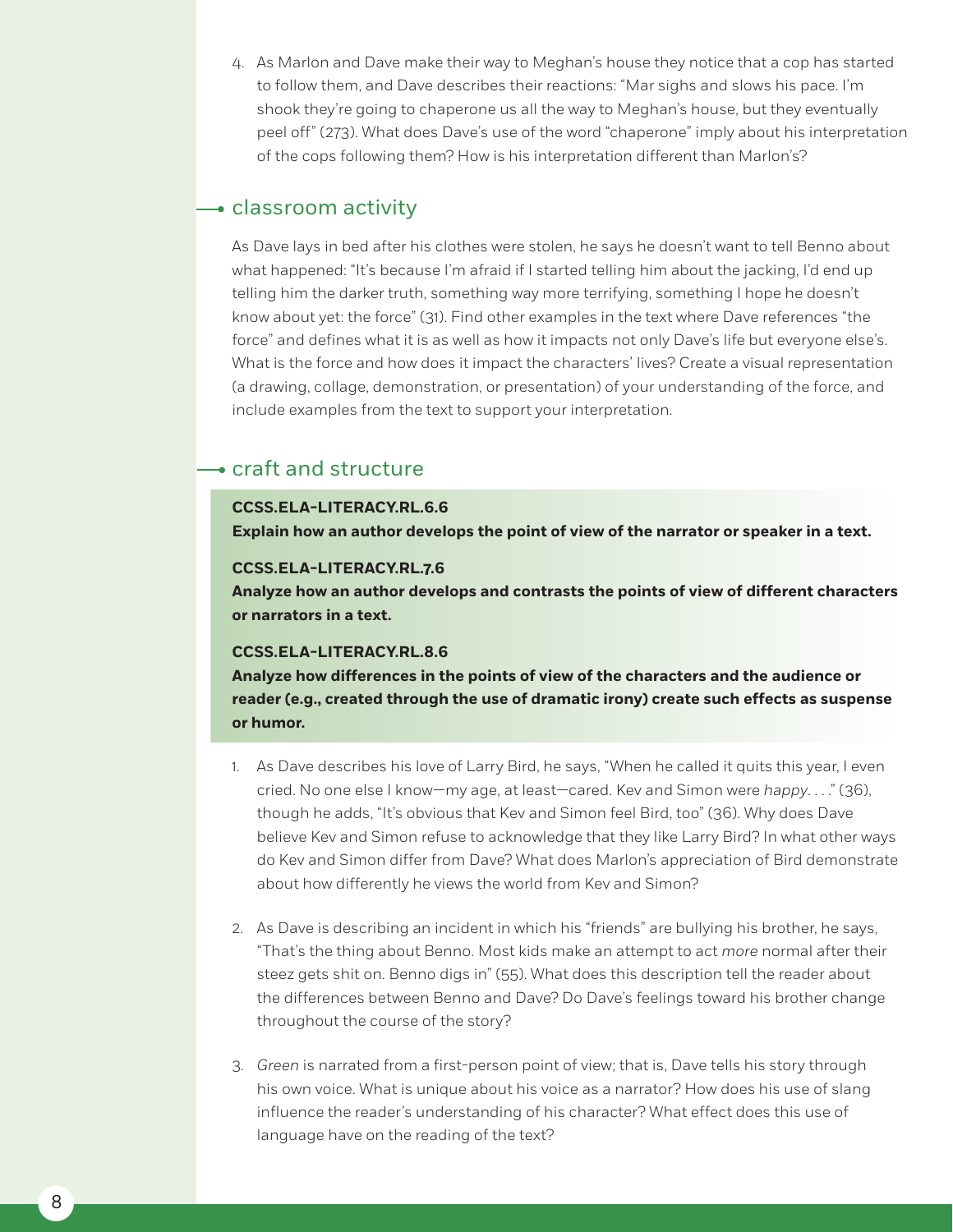4. As Marlon and Dave make their way to Meghan's house they notice that a cop has started to follow them, and Dave describes their reactions: "Mar sighs and slows his pace. I'm shook they're going to chaperone us all the way to Meghan's house, but they eventually peel off" (273). What does Dave's use of the word "chaperone" imply about his interpretation of the cops following them? How is his interpretation different than Marlon's?

## classroom activity

As Dave lays in bed after his clothes were stolen, he says he doesn't want to tell Benno about what happened: "It's because I'm afraid if I started telling him about the jacking, I'd end up telling him the darker truth, something way more terrifying, something I hope he doesn't know about yet: the force" (31). Find other examples in the text where Dave references "the force" and defines what it is as well as how it impacts not only Dave's life but everyone else's. What is the force and how does it impact the characters' lives? Create a visual representation (a drawing, collage, demonstration, or presentation) of your understanding of the force, and include examples from the text to support your interpretation.

## craft and structure

**CCSS.ELA-LITERACY.RL.6.6**
**Explain how an author develops the point of view of the narrator or speaker in a text.**

**CCSS.ELA-LITERACY.RL.7.6**
**Analyze how an author develops and contrasts the points of view of different characters or narrators in a text.**

**CCSS.ELA-LITERACY.RL.8.6**
**Analyze how differences in the points of view of the characters and the audience or reader (e.g., created through the use of dramatic irony) create such effects as suspense or humor.**

1. As Dave describes his love of Larry Bird, he says, "When he called it quits this year, I even cried. No one else I know—my age, at least—cared. Kev and Simon were *happy*. . . ." (36), though he adds, "It's obvious that Kev and Simon feel Bird, too" (36). Why does Dave believe Kev and Simon refuse to acknowledge that they like Larry Bird? In what other ways do Kev and Simon differ from Dave? What does Marlon's appreciation of Bird demonstrate about how differently he views the world from Kev and Simon?

2. As Dave is describing an incident in which his "friends" are bullying his brother, he says, "That's the thing about Benno. Most kids make an attempt to act *more* normal after their steez gets shit on. Benno digs in" (55). What does this description tell the reader about the differences between Benno and Dave? Do Dave's feelings toward his brother change throughout the course of the story?

3. *Green* is narrated from a first-person point of view; that is, Dave tells his story through his own voice. What is unique about his voice as a narrator? How does his use of slang influence the reader's understanding of his character? What effect does this use of language have on the reading of the text?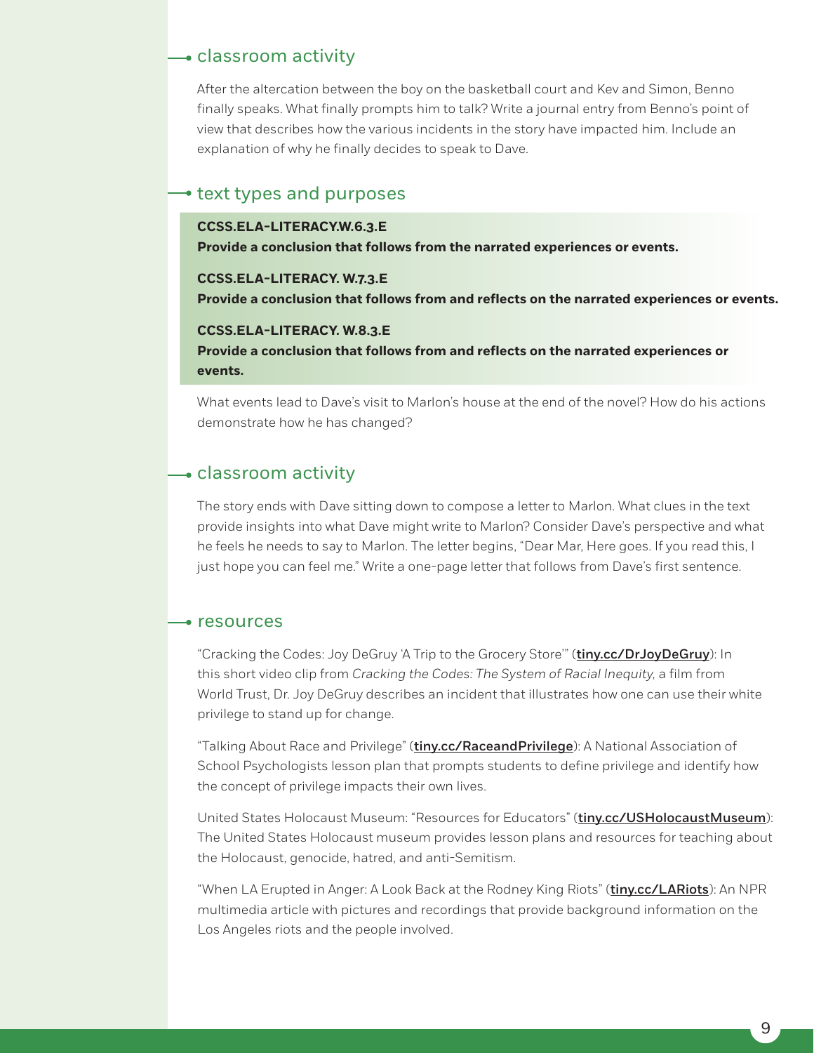## classroom activity

After the altercation between the boy on the basketball court and Kev and Simon, Benno finally speaks. What finally prompts him to talk? Write a journal entry from Benno's point of view that describes how the various incidents in the story have impacted him. Include an explanation of why he finally decides to speak to Dave.

## text types and purposes

**CCSS.ELA-LITERACY.W.6.3.E**
**Provide a conclusion that follows from the narrated experiences or events.**

**CCSS.ELA-LITERACY. W.7.3.E**
**Provide a conclusion that follows from and reflects on the narrated experiences or events.**

**CCSS.ELA-LITERACY. W.8.3.E**
**Provide a conclusion that follows from and reflects on the narrated experiences or events.**

What events lead to Dave's visit to Marlon's house at the end of the novel? How do his actions demonstrate how he has changed?

## classroom activity

The story ends with Dave sitting down to compose a letter to Marlon. What clues in the text provide insights into what Dave might write to Marlon? Consider Dave's perspective and what he feels he needs to say to Marlon. The letter begins, "Dear Mar, Here goes. If you read this, I just hope you can feel me." Write a one-page letter that follows from Dave's first sentence.

## resources

"Cracking the Codes: Joy DeGruy 'A Trip to the Grocery Store'" (**tiny.cc/DrJoyDeGruy**): In this short video clip from *Cracking the Codes: The System of Racial Inequity,* a film from World Trust, Dr. Joy DeGruy describes an incident that illustrates how one can use their white privilege to stand up for change.

"Talking About Race and Privilege" (**tiny.cc/RaceandPrivilege**): A National Association of School Psychologists lesson plan that prompts students to define privilege and identify how the concept of privilege impacts their own lives.

United States Holocaust Museum: "Resources for Educators" (**tiny.cc/USHolocaustMuseum**): The United States Holocaust museum provides lesson plans and resources for teaching about the Holocaust, genocide, hatred, and anti-Semitism.

"When LA Erupted in Anger: A Look Back at the Rodney King Riots" (**tiny.cc/LARiots**): An NPR multimedia article with pictures and recordings that provide background information on the Los Angeles riots and the people involved.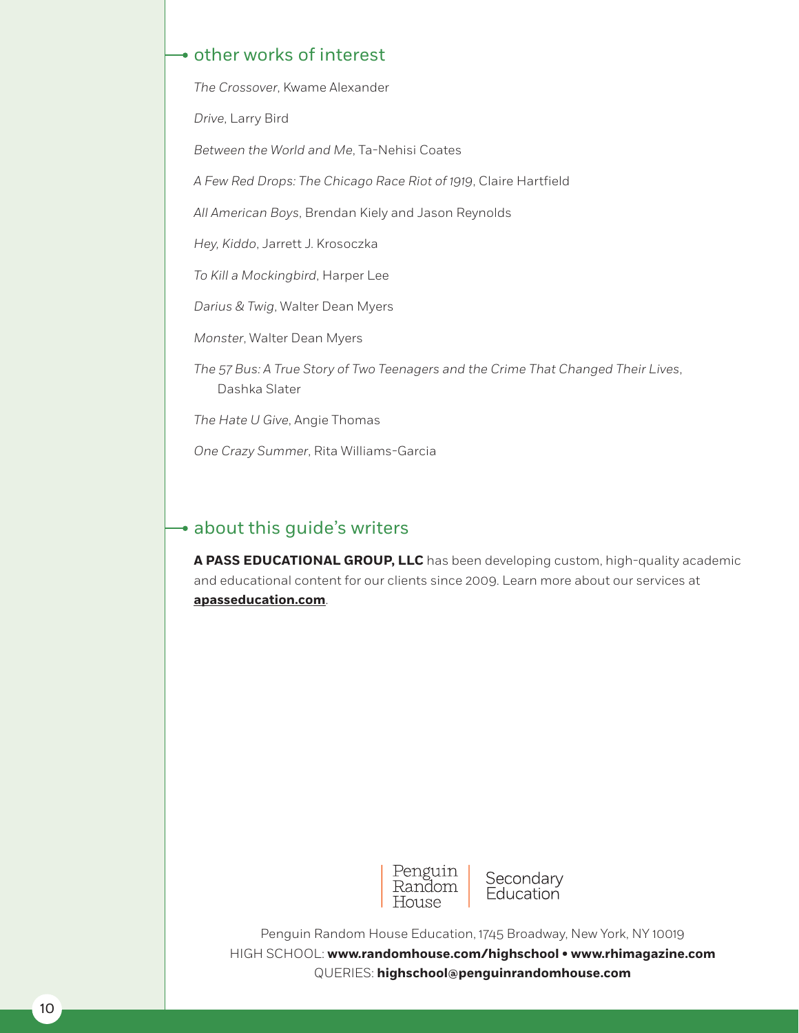## other works of interest

*The Crossover*, Kwame Alexander

*Drive*, Larry Bird

*Between the World and Me*, Ta-Nehisi Coates

*A Few Red Drops: The Chicago Race Riot of 1919*, Claire Hartfield

*All American Boys*, Brendan Kiely and Jason Reynolds

*Hey, Kiddo*, Jarrett J. Krosoczka

*To Kill a Mockingbird*, Harper Lee

*Darius & Twig*, Walter Dean Myers

*Monster*, Walter Dean Myers

*The 57 Bus: A True Story of Two Teenagers and the Crime That Changed Their Lives*, Dashka Slater

*The Hate U Give*, Angie Thomas

*One Crazy Summer*, Rita Williams-Garcia

## about this guide's writers

**A PASS EDUCATIONAL GROUP, LLC** has been developing custom, high-quality academic and educational content for our clients since 2009. Learn more about our services at **apasseducation.com**.

Penguin Random House Secondary Education

Penguin Random House Education, 1745 Broadway, New York, NY 10019
HIGH SCHOOL: **www.randomhouse.com/highschool • www.rhimagazine.com**
QUERIES: **highschool@penguinrandomhouse.com**